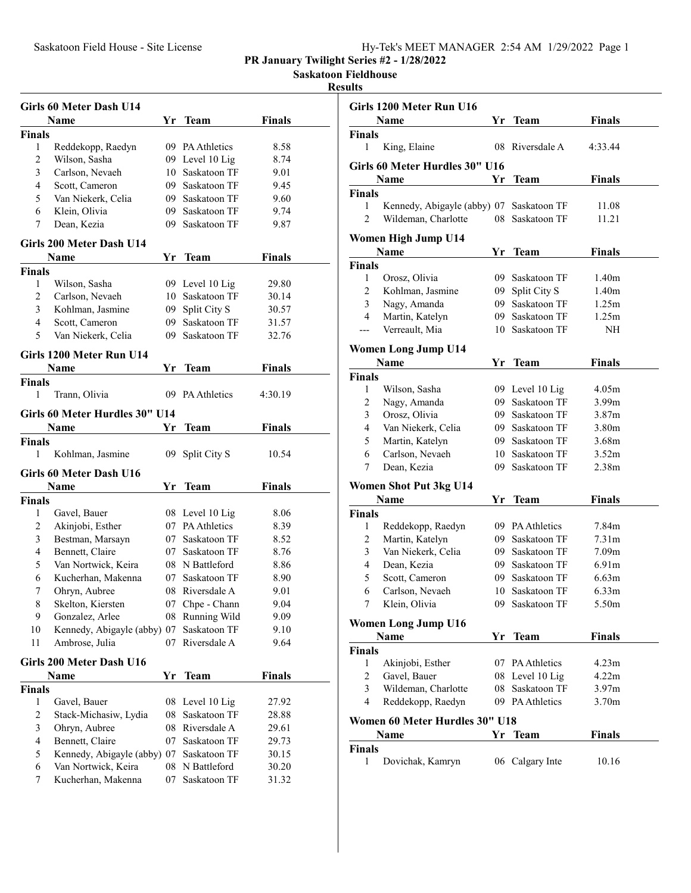**PR January Twilight Series #2 - 1/28/2022**

**Saskatoon Fieldhouse**

**Results**

### Girls 60 Meter Dash U14

| | Name | Yr | Team | Finals |
|---|---|---|---|---|
| **Finals** | | | | |
| 1 | Reddekopp, Raedyn | 09 | PA Athletics | 8.58 |
| 2 | Wilson, Sasha | 09 | Level 10 Lig | 8.74 |
| 3 | Carlson, Nevaeh | 10 | Saskatoon TF | 9.01 |
| 4 | Scott, Cameron | 09 | Saskatoon TF | 9.45 |
| 5 | Van Niekerk, Celia | 09 | Saskatoon TF | 9.60 |
| 6 | Klein, Olivia | 09 | Saskatoon TF | 9.74 |
| 7 | Dean, Kezia | 09 | Saskatoon TF | 9.87 |

### Girls 200 Meter Dash U14

| | Name | Yr | Team | Finals |
|---|---|---|---|---|
| **Finals** | | | | |
| 1 | Wilson, Sasha | 09 | Level 10 Lig | 29.80 |
| 2 | Carlson, Nevaeh | 10 | Saskatoon TF | 30.14 |
| 3 | Kohlman, Jasmine | 09 | Split City S | 30.57 |
| 4 | Scott, Cameron | 09 | Saskatoon TF | 31.57 |
| 5 | Van Niekerk, Celia | 09 | Saskatoon TF | 32.76 |

### Girls 1200 Meter Run U14

| | Name | Yr | Team | Finals |
|---|---|---|---|---|
| **Finals** | | | | |
| 1 | Trann, Olivia | 09 | PA Athletics | 4:30.19 |

### Girls 60 Meter Hurdles 30" U14

| | Name | Yr | Team | Finals |
|---|---|---|---|---|
| **Finals** | | | | |
| 1 | Kohlman, Jasmine | 09 | Split City S | 10.54 |

### Girls 60 Meter Dash U16

| | Name | Yr | Team | Finals |
|---|---|---|---|---|
| **Finals** | | | | |
| 1 | Gavel, Bauer | 08 | Level 10 Lig | 8.06 |
| 2 | Akinjobi, Esther | 07 | PA Athletics | 8.39 |
| 3 | Bestman, Marsayn | 07 | Saskatoon TF | 8.52 |
| 4 | Bennett, Claire | 07 | Saskatoon TF | 8.76 |
| 5 | Van Nortwick, Keira | 08 | N Battleford | 8.86 |
| 6 | Kucherhan, Makenna | 07 | Saskatoon TF | 8.90 |
| 7 | Ohryn, Aubree | 08 | Riversdale A | 9.01 |
| 8 | Skelton, Kiersten | 07 | Chpe - Chann | 9.04 |
| 9 | Gonzalez, Arlee | 08 | Running Wild | 9.09 |
| 10 | Kennedy, Abigayle (abby) | 07 | Saskatoon TF | 9.10 |
| 11 | Ambrose, Julia | 07 | Riversdale A | 9.64 |

### Girls 200 Meter Dash U16

| | Name | Yr | Team | Finals |
|---|---|---|---|---|
| **Finals** | | | | |
| 1 | Gavel, Bauer | 08 | Level 10 Lig | 27.92 |
| 2 | Stack-Michasiw, Lydia | 08 | Saskatoon TF | 28.88 |
| 3 | Ohryn, Aubree | 08 | Riversdale A | 29.61 |
| 4 | Bennett, Claire | 07 | Saskatoon TF | 29.73 |
| 5 | Kennedy, Abigayle (abby) | 07 | Saskatoon TF | 30.15 |
| 6 | Van Nortwick, Keira | 08 | N Battleford | 30.20 |
| 7 | Kucherhan, Makenna | 07 | Saskatoon TF | 31.32 |

### Girls 1200 Meter Run U16

| | Name | Yr | Team | Finals |
|---|---|---|---|---|
| **Finals** | | | | |
| 1 | King, Elaine | 08 | Riversdale A | 4:33.44 |

### Girls 60 Meter Hurdles 30" U16

| | Name | Yr | Team | Finals |
|---|---|---|---|---|
| **Finals** | | | | |
| 1 | Kennedy, Abigayle (abby) | 07 | Saskatoon TF | 11.08 |
| 2 | Wildeman, Charlotte | 08 | Saskatoon TF | 11.21 |

### Women High Jump U14

| | Name | Yr | Team | Finals |
|---|---|---|---|---|
| **Finals** | | | | |
| 1 | Orosz, Olivia | 09 | Saskatoon TF | 1.40m |
| 2 | Kohlman, Jasmine | 09 | Split City S | 1.40m |
| 3 | Nagy, Amanda | 09 | Saskatoon TF | 1.25m |
| 4 | Martin, Katelyn | 09 | Saskatoon TF | 1.25m |
| --- | Verreault, Mia | 10 | Saskatoon TF | NH |

### Women Long Jump U14

| | Name | Yr | Team | Finals |
|---|---|---|---|---|
| **Finals** | | | | |
| 1 | Wilson, Sasha | 09 | Level 10 Lig | 4.05m |
| 2 | Nagy, Amanda | 09 | Saskatoon TF | 3.99m |
| 3 | Orosz, Olivia | 09 | Saskatoon TF | 3.87m |
| 4 | Van Niekerk, Celia | 09 | Saskatoon TF | 3.80m |
| 5 | Martin, Katelyn | 09 | Saskatoon TF | 3.68m |
| 6 | Carlson, Nevaeh | 10 | Saskatoon TF | 3.52m |
| 7 | Dean, Kezia | 09 | Saskatoon TF | 2.38m |

### Women Shot Put 3kg U14

| | Name | Yr | Team | Finals |
|---|---|---|---|---|
| **Finals** | | | | |
| 1 | Reddekopp, Raedyn | 09 | PA Athletics | 7.84m |
| 2 | Martin, Katelyn | 09 | Saskatoon TF | 7.31m |
| 3 | Van Niekerk, Celia | 09 | Saskatoon TF | 7.09m |
| 4 | Dean, Kezia | 09 | Saskatoon TF | 6.91m |
| 5 | Scott, Cameron | 09 | Saskatoon TF | 6.63m |
| 6 | Carlson, Nevaeh | 10 | Saskatoon TF | 6.33m |
| 7 | Klein, Olivia | 09 | Saskatoon TF | 5.50m |

### Women Long Jump U16

| | Name | Yr | Team | Finals |
|---|---|---|---|---|
| **Finals** | | | | |
| 1 | Akinjobi, Esther | 07 | PA Athletics | 4.23m |
| 2 | Gavel, Bauer | 08 | Level 10 Lig | 4.22m |
| 3 | Wildeman, Charlotte | 08 | Saskatoon TF | 3.97m |
| 4 | Reddekopp, Raedyn | 09 | PA Athletics | 3.70m |

### Women 60 Meter Hurdles 30" U18

| | Name | Yr | Team | Finals |
|---|---|---|---|---|
| **Finals** | | | | |
| 1 | Dovichak, Kamryn | 06 | Calgary Inte | 10.16 |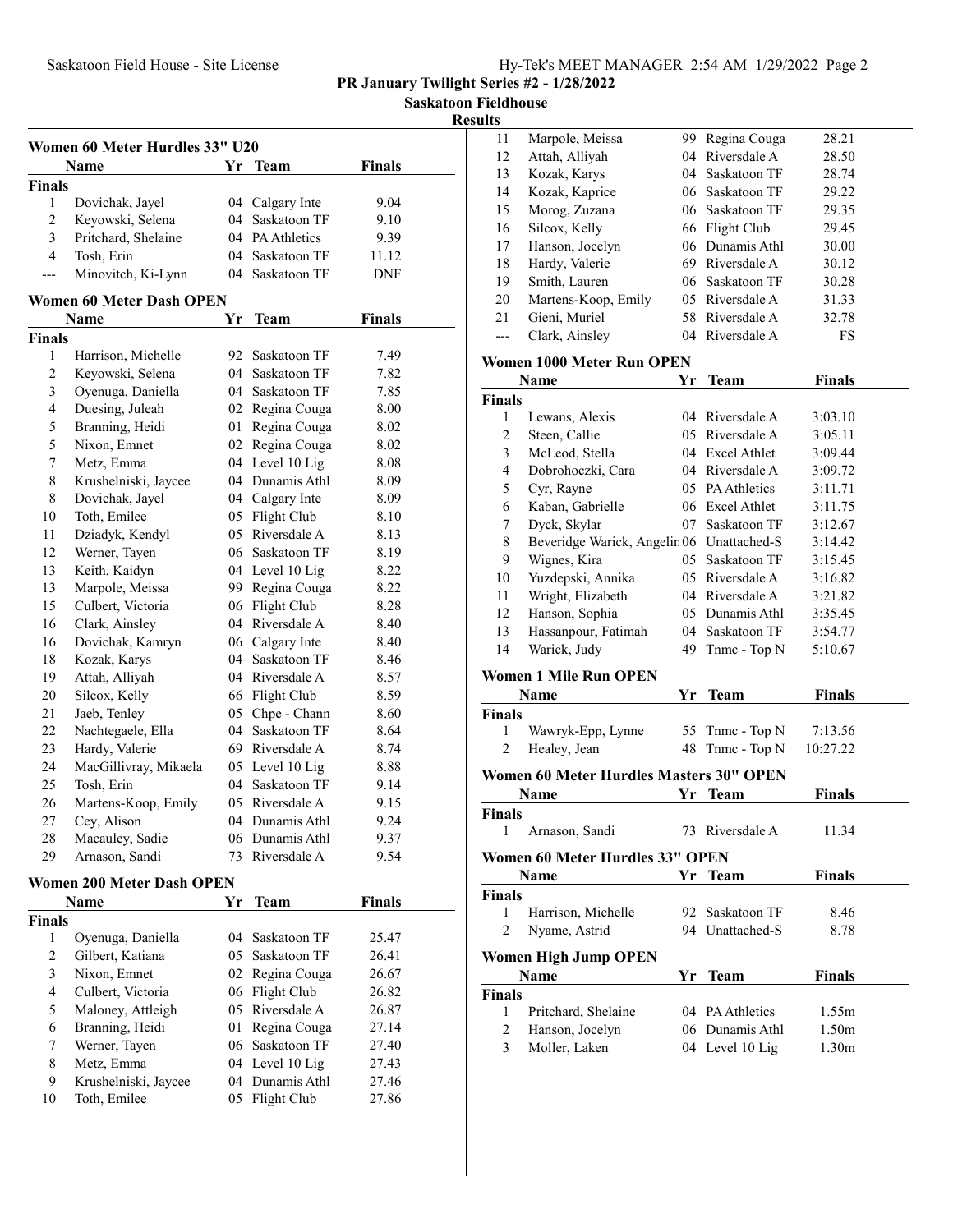**PR January Twilight Series #2 - 1/28/2022**

**Saskatoon Fieldhouse**

**Results**

### Women 60 Meter Hurdles 33" U20

| | Name | Yr | Team | Finals |
|---|---|---|---|---|
| **Finals** | | | | |
| 1 | Dovichak, Jayel | 04 | Calgary Inte | 9.04 |
| 2 | Keyowski, Selena | 04 | Saskatoon TF | 9.10 |
| 3 | Pritchard, Shelaine | 04 | PA Athletics | 9.39 |
| 4 | Tosh, Erin | 04 | Saskatoon TF | 11.12 |
| --- | Minovitch, Ki-Lynn | 04 | Saskatoon TF | DNF |

### Women 60 Meter Dash OPEN

| | Name | Yr | Team | Finals |
|---|---|---|---|---|
| **Finals** | | | | |
| 1 | Harrison, Michelle | 92 | Saskatoon TF | 7.49 |
| 2 | Keyowski, Selena | 04 | Saskatoon TF | 7.82 |
| 3 | Oyenuga, Daniella | 04 | Saskatoon TF | 7.85 |
| 4 | Duesing, Juleah | 02 | Regina Couga | 8.00 |
| 5 | Branning, Heidi | 01 | Regina Couga | 8.02 |
| 5 | Nixon, Emnet | 02 | Regina Couga | 8.02 |
| 7 | Metz, Emma | 04 | Level 10 Lig | 8.08 |
| 8 | Krushelniski, Jaycee | 04 | Dunamis Athl | 8.09 |
| 8 | Dovichak, Jayel | 04 | Calgary Inte | 8.09 |
| 10 | Toth, Emilee | 05 | Flight Club | 8.10 |
| 11 | Dziadyk, Kendyl | 05 | Riversdale A | 8.13 |
| 12 | Werner, Tayen | 06 | Saskatoon TF | 8.19 |
| 13 | Keith, Kaidyn | 04 | Level 10 Lig | 8.22 |
| 13 | Marpole, Meissa | 99 | Regina Couga | 8.22 |
| 15 | Culbert, Victoria | 06 | Flight Club | 8.28 |
| 16 | Clark, Ainsley | 04 | Riversdale A | 8.40 |
| 16 | Dovichak, Kamryn | 06 | Calgary Inte | 8.40 |
| 18 | Kozak, Karys | 04 | Saskatoon TF | 8.46 |
| 19 | Attah, Alliyah | 04 | Riversdale A | 8.57 |
| 20 | Silcox, Kelly | 66 | Flight Club | 8.59 |
| 21 | Jaeb, Tenley | 05 | Chpe - Chann | 8.60 |
| 22 | Nachtegaele, Ella | 04 | Saskatoon TF | 8.64 |
| 23 | Hardy, Valerie | 69 | Riversdale A | 8.74 |
| 24 | MacGillivray, Mikaela | 05 | Level 10 Lig | 8.88 |
| 25 | Tosh, Erin | 04 | Saskatoon TF | 9.14 |
| 26 | Martens-Koop, Emily | 05 | Riversdale A | 9.15 |
| 27 | Cey, Alison | 04 | Dunamis Athl | 9.24 |
| 28 | Macauley, Sadie | 06 | Dunamis Athl | 9.37 |
| 29 | Arnason, Sandi | 73 | Riversdale A | 9.54 |

### Women 200 Meter Dash OPEN

| | Name | Yr | Team | Finals |
|---|---|---|---|---|
| **Finals** | | | | |
| 1 | Oyenuga, Daniella | 04 | Saskatoon TF | 25.47 |
| 2 | Gilbert, Katiana | 05 | Saskatoon TF | 26.41 |
| 3 | Nixon, Emnet | 02 | Regina Couga | 26.67 |
| 4 | Culbert, Victoria | 06 | Flight Club | 26.82 |
| 5 | Maloney, Attleigh | 05 | Riversdale A | 26.87 |
| 6 | Branning, Heidi | 01 | Regina Couga | 27.14 |
| 7 | Werner, Tayen | 06 | Saskatoon TF | 27.40 |
| 8 | Metz, Emma | 04 | Level 10 Lig | 27.43 |
| 9 | Krushelniski, Jaycee | 04 | Dunamis Athl | 27.46 |
| 10 | Toth, Emilee | 05 | Flight Club | 27.86 |
| 11 | Marpole, Meissa | 99 | Regina Couga | 28.21 |
| 12 | Attah, Alliyah | 04 | Riversdale A | 28.50 |
| 13 | Kozak, Karys | 04 | Saskatoon TF | 28.74 |
| 14 | Kozak, Kaprice | 06 | Saskatoon TF | 29.22 |
| 15 | Morog, Zuzana | 06 | Saskatoon TF | 29.35 |
| 16 | Silcox, Kelly | 66 | Flight Club | 29.45 |
| 17 | Hanson, Jocelyn | 06 | Dunamis Athl | 30.00 |
| 18 | Hardy, Valerie | 69 | Riversdale A | 30.12 |
| 19 | Smith, Lauren | 06 | Saskatoon TF | 30.28 |
| 20 | Martens-Koop, Emily | 05 | Riversdale A | 31.33 |
| 21 | Gieni, Muriel | 58 | Riversdale A | 32.78 |
| --- | Clark, Ainsley | 04 | Riversdale A | FS |

### Women 1000 Meter Run OPEN

| | Name | Yr | Team | Finals |
|---|---|---|---|---|
| **Finals** | | | | |
| 1 | Lewans, Alexis | 04 | Riversdale A | 3:03.10 |
| 2 | Steen, Callie | 05 | Riversdale A | 3:05.11 |
| 3 | McLeod, Stella | 04 | Excel Athlet | 3:09.44 |
| 4 | Dobrohoczki, Cara | 04 | Riversdale A | 3:09.72 |
| 5 | Cyr, Rayne | 05 | PA Athletics | 3:11.71 |
| 6 | Kaban, Gabrielle | 06 | Excel Athlet | 3:11.75 |
| 7 | Dyck, Skylar | 07 | Saskatoon TF | 3:12.67 |
| 8 | Beveridge Warick, Angelir | 06 | Unattached-S | 3:14.42 |
| 9 | Wignes, Kira | 05 | Saskatoon TF | 3:15.45 |
| 10 | Yuzdepski, Annika | 05 | Riversdale A | 3:16.82 |
| 11 | Wright, Elizabeth | 04 | Riversdale A | 3:21.82 |
| 12 | Hanson, Sophia | 05 | Dunamis Athl | 3:35.45 |
| 13 | Hassanpour, Fatimah | 04 | Saskatoon TF | 3:54.77 |
| 14 | Warick, Judy | 49 | Tnmc - Top N | 5:10.67 |

### Women 1 Mile Run OPEN

| | Name | Yr | Team | Finals |
|---|---|---|---|---|
| **Finals** | | | | |
| 1 | Wawryk-Epp, Lynne | 55 | Tnmc - Top N | 7:13.56 |
| 2 | Healey, Jean | 48 | Tnmc - Top N | 10:27.22 |

### Women 60 Meter Hurdles Masters 30" OPEN

| | Name | Yr | Team | Finals |
|---|---|---|---|---|
| **Finals** | | | | |
| 1 | Arnason, Sandi | 73 | Riversdale A | 11.34 |

### Women 60 Meter Hurdles 33" OPEN

| | Name | Yr | Team | Finals |
|---|---|---|---|---|
| **Finals** | | | | |
| 1 | Harrison, Michelle | 92 | Saskatoon TF | 8.46 |
| 2 | Nyame, Astrid | 94 | Unattached-S | 8.78 |

### Women High Jump OPEN

| | Name | Yr | Team | Finals |
|---|---|---|---|---|
| **Finals** | | | | |
| 1 | Pritchard, Shelaine | 04 | PA Athletics | 1.55m |
| 2 | Hanson, Jocelyn | 06 | Dunamis Athl | 1.50m |
| 3 | Moller, Laken | 04 | Level 10 Lig | 1.30m |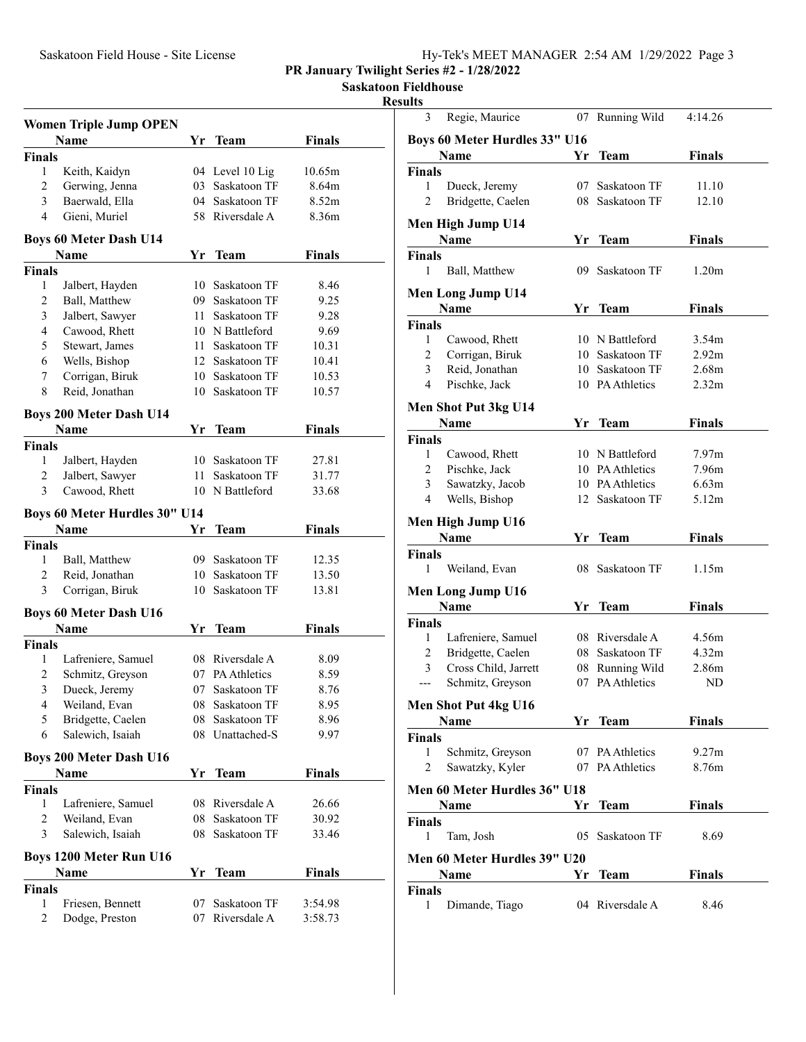## PR January Twilight Series #2 - 1/28/2022

### Saskatoon Fieldhouse

### Results

#### Women Triple Jump OPEN

| | Name | Yr | Team | Finals |
|---|---|---|---|---|
| **Finals** | | | | |
| 1 | Keith, Kaidyn | 04 | Level 10 Lig | 10.65m |
| 2 | Gerwing, Jenna | 03 | Saskatoon TF | 8.64m |
| 3 | Baerwald, Ella | 04 | Saskatoon TF | 8.52m |
| 4 | Gieni, Muriel | 58 | Riversdale A | 8.36m |

#### Boys 60 Meter Dash U14

| | Name | Yr | Team | Finals |
|---|---|---|---|---|
| **Finals** | | | | |
| 1 | Jalbert, Hayden | 10 | Saskatoon TF | 8.46 |
| 2 | Ball, Matthew | 09 | Saskatoon TF | 9.25 |
| 3 | Jalbert, Sawyer | 11 | Saskatoon TF | 9.28 |
| 4 | Cawood, Rhett | 10 | N Battleford | 9.69 |
| 5 | Stewart, James | 11 | Saskatoon TF | 10.31 |
| 6 | Wells, Bishop | 12 | Saskatoon TF | 10.41 |
| 7 | Corrigan, Biruk | 10 | Saskatoon TF | 10.53 |
| 8 | Reid, Jonathan | 10 | Saskatoon TF | 10.57 |

#### Boys 200 Meter Dash U14

| | Name | Yr | Team | Finals |
|---|---|---|---|---|
| **Finals** | | | | |
| 1 | Jalbert, Hayden | 10 | Saskatoon TF | 27.81 |
| 2 | Jalbert, Sawyer | 11 | Saskatoon TF | 31.77 |
| 3 | Cawood, Rhett | 10 | N Battleford | 33.68 |

#### Boys 60 Meter Hurdles 30" U14

| | Name | Yr | Team | Finals |
|---|---|---|---|---|
| **Finals** | | | | |
| 1 | Ball, Matthew | 09 | Saskatoon TF | 12.35 |
| 2 | Reid, Jonathan | 10 | Saskatoon TF | 13.50 |
| 3 | Corrigan, Biruk | 10 | Saskatoon TF | 13.81 |

#### Boys 60 Meter Dash U16

| | Name | Yr | Team | Finals |
|---|---|---|---|---|
| **Finals** | | | | |
| 1 | Lafreniere, Samuel | 08 | Riversdale A | 8.09 |
| 2 | Schmitz, Greyson | 07 | PA Athletics | 8.59 |
| 3 | Dueck, Jeremy | 07 | Saskatoon TF | 8.76 |
| 4 | Weiland, Evan | 08 | Saskatoon TF | 8.95 |
| 5 | Bridgette, Caelen | 08 | Saskatoon TF | 8.96 |
| 6 | Salewich, Isaiah | 08 | Unattached-S | 9.97 |

#### Boys 200 Meter Dash U16

| | Name | Yr | Team | Finals |
|---|---|---|---|---|
| **Finals** | | | | |
| 1 | Lafreniere, Samuel | 08 | Riversdale A | 26.66 |
| 2 | Weiland, Evan | 08 | Saskatoon TF | 30.92 |
| 3 | Salewich, Isaiah | 08 | Saskatoon TF | 33.46 |

#### Boys 1200 Meter Run U16

| | Name | Yr | Team | Finals |
|---|---|---|---|---|
| **Finals** | | | | |
| 1 | Friesen, Bennett | 07 | Saskatoon TF | 3:54.98 |
| 2 | Dodge, Preston | 07 | Riversdale A | 3:58.73 |
| 3 | Regie, Maurice | 07 | Running Wild | 4:14.26 |

#### Boys 60 Meter Hurdles 33" U16

| | Name | Yr | Team | Finals |
|---|---|---|---|---|
| **Finals** | | | | |
| 1 | Dueck, Jeremy | 07 | Saskatoon TF | 11.10 |
| 2 | Bridgette, Caelen | 08 | Saskatoon TF | 12.10 |

#### Men High Jump U14

| | Name | Yr | Team | Finals |
|---|---|---|---|---|
| **Finals** | | | | |
| 1 | Ball, Matthew | 09 | Saskatoon TF | 1.20m |

#### Men Long Jump U14

| | Name | Yr | Team | Finals |
|---|---|---|---|---|
| **Finals** | | | | |
| 1 | Cawood, Rhett | 10 | N Battleford | 3.54m |
| 2 | Corrigan, Biruk | 10 | Saskatoon TF | 2.92m |
| 3 | Reid, Jonathan | 10 | Saskatoon TF | 2.68m |
| 4 | Pischke, Jack | 10 | PA Athletics | 2.32m |

#### Men Shot Put 3kg U14

| | Name | Yr | Team | Finals |
|---|---|---|---|---|
| **Finals** | | | | |
| 1 | Cawood, Rhett | 10 | N Battleford | 7.97m |
| 2 | Pischke, Jack | 10 | PA Athletics | 7.96m |
| 3 | Sawatzky, Jacob | 10 | PA Athletics | 6.63m |
| 4 | Wells, Bishop | 12 | Saskatoon TF | 5.12m |

#### Men High Jump U16

| | Name | Yr | Team | Finals |
|---|---|---|---|---|
| **Finals** | | | | |
| 1 | Weiland, Evan | 08 | Saskatoon TF | 1.15m |

#### Men Long Jump U16

| | Name | Yr | Team | Finals |
|---|---|---|---|---|
| **Finals** | | | | |
| 1 | Lafreniere, Samuel | 08 | Riversdale A | 4.56m |
| 2 | Bridgette, Caelen | 08 | Saskatoon TF | 4.32m |
| 3 | Cross Child, Jarrett | 08 | Running Wild | 2.86m |
| --- | Schmitz, Greyson | 07 | PA Athletics | ND |

#### Men Shot Put 4kg U16

| | Name | Yr | Team | Finals |
|---|---|---|---|---|
| **Finals** | | | | |
| 1 | Schmitz, Greyson | 07 | PA Athletics | 9.27m |
| 2 | Sawatzky, Kyler | 07 | PA Athletics | 8.76m |

#### Men 60 Meter Hurdles 36" U18

| | Name | Yr | Team | Finals |
|---|---|---|---|---|
| **Finals** | | | | |
| 1 | Tam, Josh | 05 | Saskatoon TF | 8.69 |

#### Men 60 Meter Hurdles 39" U20

| | Name | Yr | Team | Finals |
|---|---|---|---|---|
| **Finals** | | | | |
| 1 | Dimande, Tiago | 04 | Riversdale A | 8.46 |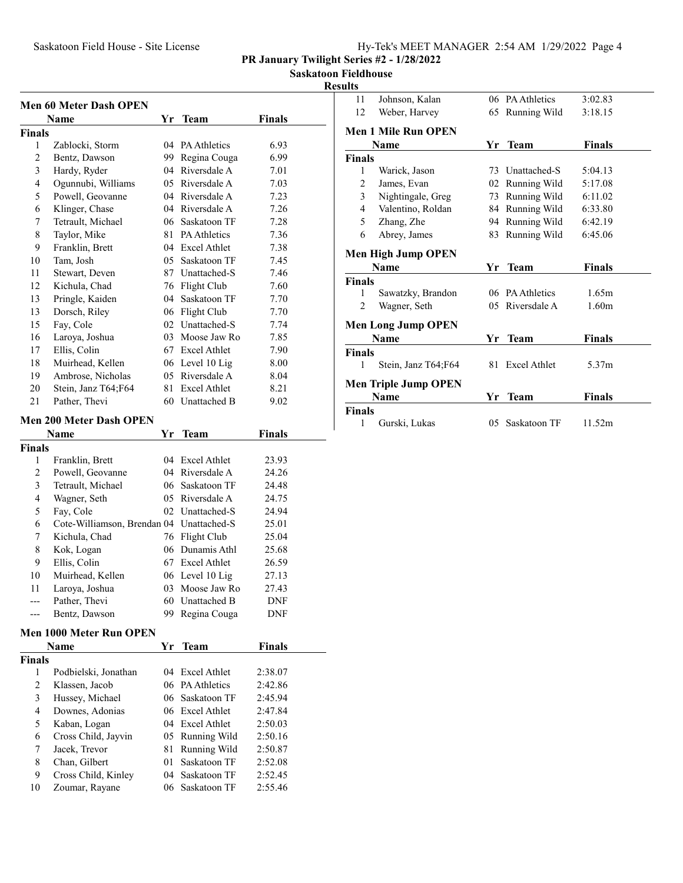**PR January Twilight Series #2 - 1/28/2022**

**Saskatoon Fieldhouse**

**Results**

## Men 60 Meter Dash OPEN

| | Name | Yr | Team | Finals |
|---|---|---|---|---|
| **Finals** | | | | |
| 1 | Zablocki, Storm | 04 | PA Athletics | 6.93 |
| 2 | Bentz, Dawson | 99 | Regina Couga | 6.99 |
| 3 | Hardy, Ryder | 04 | Riversdale A | 7.01 |
| 4 | Ogunnubi, Williams | 05 | Riversdale A | 7.03 |
| 5 | Powell, Geovanne | 04 | Riversdale A | 7.23 |
| 6 | Klinger, Chase | 04 | Riversdale A | 7.26 |
| 7 | Tetrault, Michael | 06 | Saskatoon TF | 7.28 |
| 8 | Taylor, Mike | 81 | PA Athletics | 7.36 |
| 9 | Franklin, Brett | 04 | Excel Athlet | 7.38 |
| 10 | Tam, Josh | 05 | Saskatoon TF | 7.45 |
| 11 | Stewart, Deven | 87 | Unattached-S | 7.46 |
| 12 | Kichula, Chad | 76 | Flight Club | 7.60 |
| 13 | Pringle, Kaiden | 04 | Saskatoon TF | 7.70 |
| 13 | Dorsch, Riley | 06 | Flight Club | 7.70 |
| 15 | Fay, Cole | 02 | Unattached-S | 7.74 |
| 16 | Laroya, Joshua | 03 | Moose Jaw Ro | 7.85 |
| 17 | Ellis, Colin | 67 | Excel Athlet | 7.90 |
| 18 | Muirhead, Kellen | 06 | Level 10 Lig | 8.00 |
| 19 | Ambrose, Nicholas | 05 | Riversdale A | 8.04 |
| 20 | Stein, Janz T64;F64 | 81 | Excel Athlet | 8.21 |
| 21 | Pather, Thevi | 60 | Unattached B | 9.02 |

## Men 200 Meter Dash OPEN

| | Name | Yr | Team | Finals |
|---|---|---|---|---|
| **Finals** | | | | |
| 1 | Franklin, Brett | 04 | Excel Athlet | 23.93 |
| 2 | Powell, Geovanne | 04 | Riversdale A | 24.26 |
| 3 | Tetrault, Michael | 06 | Saskatoon TF | 24.48 |
| 4 | Wagner, Seth | 05 | Riversdale A | 24.75 |
| 5 | Fay, Cole | 02 | Unattached-S | 24.94 |
| 6 | Cote-Williamson, Brendan | 04 | Unattached-S | 25.01 |
| 7 | Kichula, Chad | 76 | Flight Club | 25.04 |
| 8 | Kok, Logan | 06 | Dunamis Athl | 25.68 |
| 9 | Ellis, Colin | 67 | Excel Athlet | 26.59 |
| 10 | Muirhead, Kellen | 06 | Level 10 Lig | 27.13 |
| 11 | Laroya, Joshua | 03 | Moose Jaw Ro | 27.43 |
| --- | Pather, Thevi | 60 | Unattached B | DNF |
| --- | Bentz, Dawson | 99 | Regina Couga | DNF |

## Men 1000 Meter Run OPEN

| | Name | Yr | Team | Finals |
|---|---|---|---|---|
| **Finals** | | | | |
| 1 | Podbielski, Jonathan | 04 | Excel Athlet | 2:38.07 |
| 2 | Klassen, Jacob | 06 | PA Athletics | 2:42.86 |
| 3 | Hussey, Michael | 06 | Saskatoon TF | 2:45.94 |
| 4 | Downes, Adonias | 06 | Excel Athlet | 2:47.84 |
| 5 | Kaban, Logan | 04 | Excel Athlet | 2:50.03 |
| 6 | Cross Child, Jayvin | 05 | Running Wild | 2:50.16 |
| 7 | Jacek, Trevor | 81 | Running Wild | 2:50.87 |
| 8 | Chan, Gilbert | 01 | Saskatoon TF | 2:52.08 |
| 9 | Cross Child, Kinley | 04 | Saskatoon TF | 2:52.45 |
| 10 | Zoumar, Rayane | 06 | Saskatoon TF | 2:55.46 |
| 11 | Johnson, Kalan | 06 | PA Athletics | 3:02.83 |
| 12 | Weber, Harvey | 65 | Running Wild | 3:18.15 |

## Men 1 Mile Run OPEN

| | Name | Yr | Team | Finals |
|---|---|---|---|---|
| **Finals** | | | | |
| 1 | Warick, Jason | 73 | Unattached-S | 5:04.13 |
| 2 | James, Evan | 02 | Running Wild | 5:17.08 |
| 3 | Nightingale, Greg | 73 | Running Wild | 6:11.02 |
| 4 | Valentino, Roldan | 84 | Running Wild | 6:33.80 |
| 5 | Zhang, Zhe | 94 | Running Wild | 6:42.19 |
| 6 | Abrey, James | 83 | Running Wild | 6:45.06 |

## Men High Jump OPEN

| | Name | Yr | Team | Finals |
|---|---|---|---|---|
| **Finals** | | | | |
| 1 | Sawatzky, Brandon | 06 | PA Athletics | 1.65m |
| 2 | Wagner, Seth | 05 | Riversdale A | 1.60m |

## Men Long Jump OPEN

| | Name | Yr | Team | Finals |
|---|---|---|---|---|
| **Finals** | | | | |
| 1 | Stein, Janz T64;F64 | 81 | Excel Athlet | 5.37m |

## Men Triple Jump OPEN

| | Name | Yr | Team | Finals |
|---|---|---|---|---|
| **Finals** | | | | |
| 1 | Gurski, Lukas | 05 | Saskatoon TF | 11.52m |